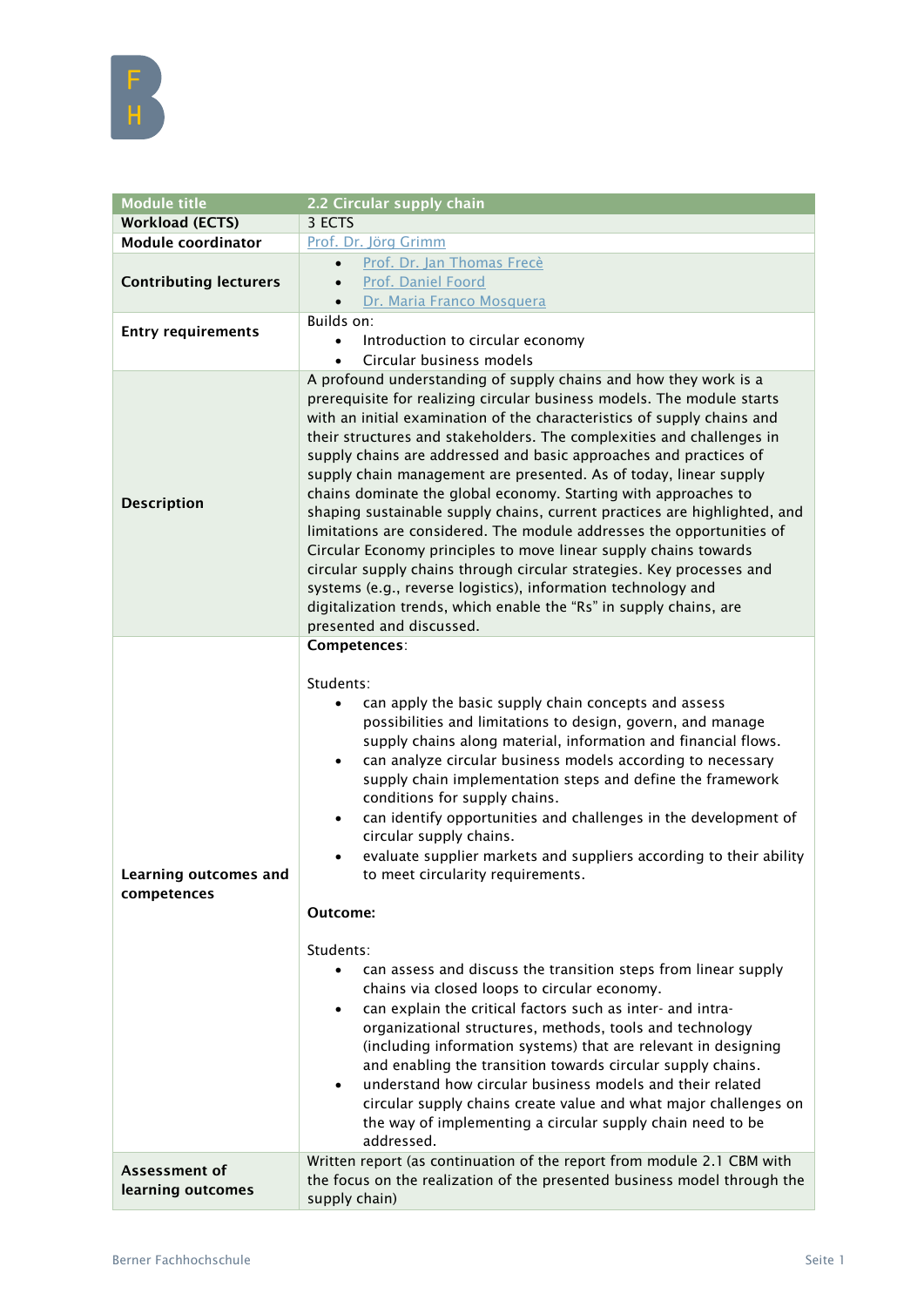| Module title | 2.2 Circular supply chain |
|---|---|
| **Workload (ECTS)** | 3 ECTS |
| **Module coordinator** | Prof. Dr. Jörg Grimm |
| **Contributing lecturers** | • Prof. Dr. Jan Thomas Frecè<br>• Prof. Daniel Foord<br>• Dr. Maria Franco Mosquera |
| **Entry requirements** | Builds on:<br>• Introduction to circular economy<br>• Circular business models |
| **Description** | A profound understanding of supply chains and how they work is a prerequisite for realizing circular business models. The module starts with an initial examination of the characteristics of supply chains and their structures and stakeholders. The complexities and challenges in supply chains are addressed and basic approaches and practices of supply chain management are presented. As of today, linear supply chains dominate the global economy. Starting with approaches to shaping sustainable supply chains, current practices are highlighted, and limitations are considered. The module addresses the opportunities of Circular Economy principles to move linear supply chains towards circular supply chains through circular strategies. Key processes and systems (e.g., reverse logistics), information technology and digitalization trends, which enable the "Rs" in supply chains, are presented and discussed. |
| **Learning outcomes and competences** | **Competences**:<br><br>Students:<br>• can apply the basic supply chain concepts and assess possibilities and limitations to design, govern, and manage supply chains along material, information and financial flows.<br>• can analyze circular business models according to necessary supply chain implementation steps and define the framework conditions for supply chains.<br>• can identify opportunities and challenges in the development of circular supply chains.<br>• evaluate supplier markets and suppliers according to their ability to meet circularity requirements.<br><br>**Outcome:**<br><br>Students:<br>• can assess and discuss the transition steps from linear supply chains via closed loops to circular economy.<br>• can explain the critical factors such as inter- and intra-organizational structures, methods, tools and technology (including information systems) that are relevant in designing and enabling the transition towards circular supply chains.<br>• understand how circular business models and their related circular supply chains create value and what major challenges on the way of implementing a circular supply chain need to be addressed. |
| **Assessment of learning outcomes** | Written report (as continuation of the report from module 2.1 CBM with the focus on the realization of the presented business model through the supply chain) |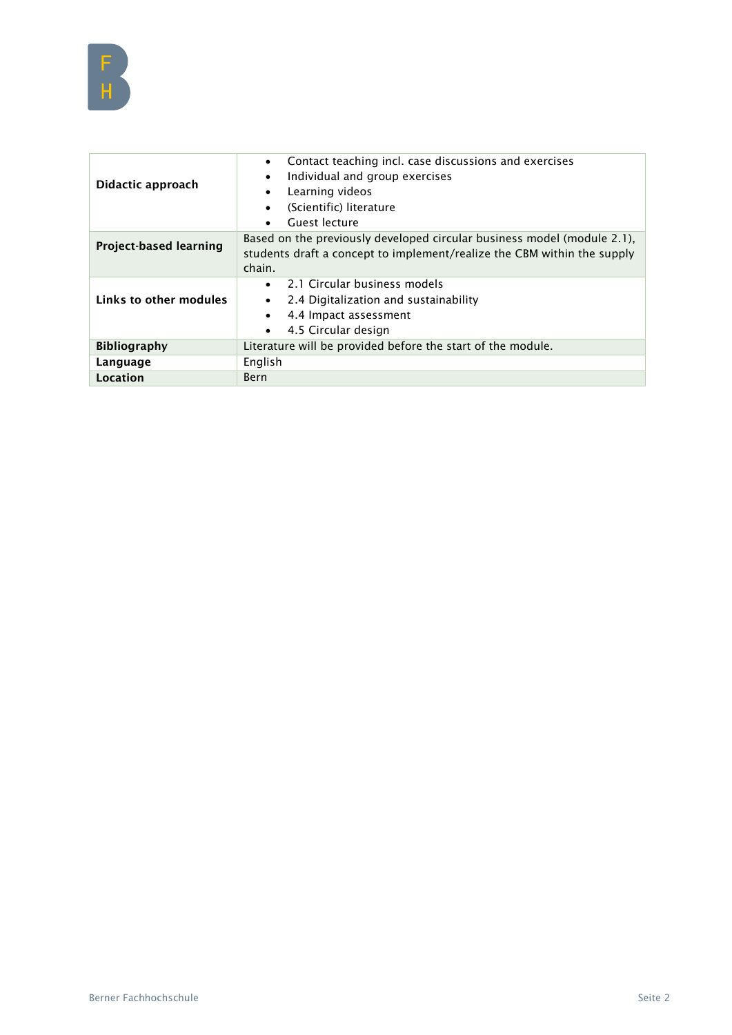| | |
|---|---|
| **Didactic approach** | • Contact teaching incl. case discussions and exercises<br>• Individual and group exercises<br>• Learning videos<br>• (Scientific) literature<br>• Guest lecture |
| **Project-based learning** | Based on the previously developed circular business model (module 2.1), students draft a concept to implement/realize the CBM within the supply chain. |
| **Links to other modules** | • 2.1 Circular business models<br>• 2.4 Digitalization and sustainability<br>• 4.4 Impact assessment<br>• 4.5 Circular design |
| **Bibliography** | Literature will be provided before the start of the module. |
| **Language** | English |
| **Location** | Bern |